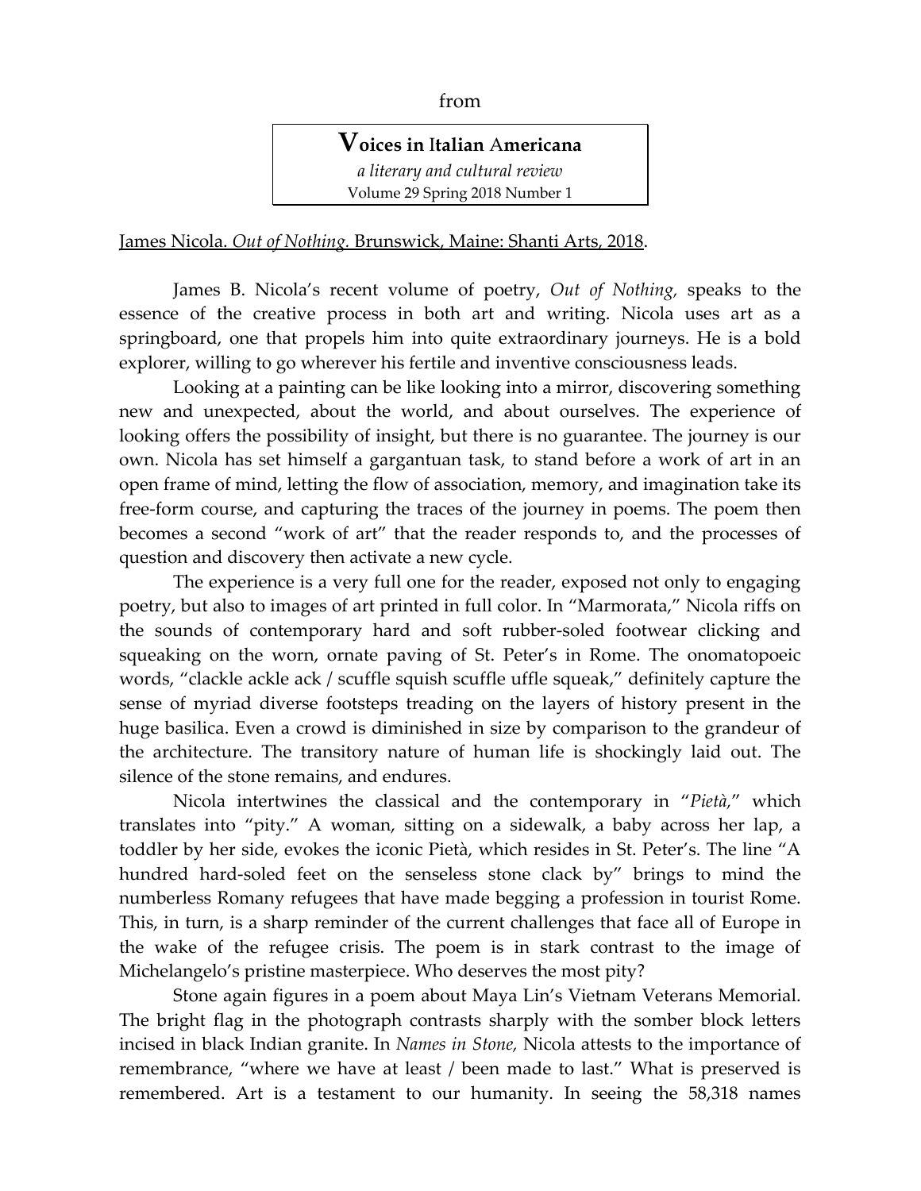from

**Voices in Italian Americana**
*a literary and cultural review*
Volume 29 Spring 2018 Number 1

James Nicola. *Out of Nothing.* Brunswick, Maine: Shanti Arts, 2018.

James B. Nicola's recent volume of poetry, *Out of Nothing,* speaks to the essence of the creative process in both art and writing. Nicola uses art as a springboard, one that propels him into quite extraordinary journeys. He is a bold explorer, willing to go wherever his fertile and inventive consciousness leads.

Looking at a painting can be like looking into a mirror, discovering something new and unexpected, about the world, and about ourselves. The experience of looking offers the possibility of insight, but there is no guarantee. The journey is our own. Nicola has set himself a gargantuan task, to stand before a work of art in an open frame of mind, letting the flow of association, memory, and imagination take its free-form course, and capturing the traces of the journey in poems. The poem then becomes a second "work of art" that the reader responds to, and the processes of question and discovery then activate a new cycle.

The experience is a very full one for the reader, exposed not only to engaging poetry, but also to images of art printed in full color. In "Marmorata," Nicola riffs on the sounds of contemporary hard and soft rubber-soled footwear clicking and squeaking on the worn, ornate paving of St. Peter's in Rome. The onomatopoeic words, "clackle ackle ack / scuffle squish scuffle uffle squeak," definitely capture the sense of myriad diverse footsteps treading on the layers of history present in the huge basilica. Even a crowd is diminished in size by comparison to the grandeur of the architecture. The transitory nature of human life is shockingly laid out. The silence of the stone remains, and endures.

Nicola intertwines the classical and the contemporary in "*Pietà,*" which translates into "pity." A woman, sitting on a sidewalk, a baby across her lap, a toddler by her side, evokes the iconic Pietà, which resides in St. Peter's. The line "A hundred hard-soled feet on the senseless stone clack by" brings to mind the numberless Romany refugees that have made begging a profession in tourist Rome. This, in turn, is a sharp reminder of the current challenges that face all of Europe in the wake of the refugee crisis. The poem is in stark contrast to the image of Michelangelo's pristine masterpiece. Who deserves the most pity?

Stone again figures in a poem about Maya Lin's Vietnam Veterans Memorial. The bright flag in the photograph contrasts sharply with the somber block letters incised in black Indian granite. In *Names in Stone,* Nicola attests to the importance of remembrance, "where we have at least / been made to last." What is preserved is remembered. Art is a testament to our humanity. In seeing the 58,318 names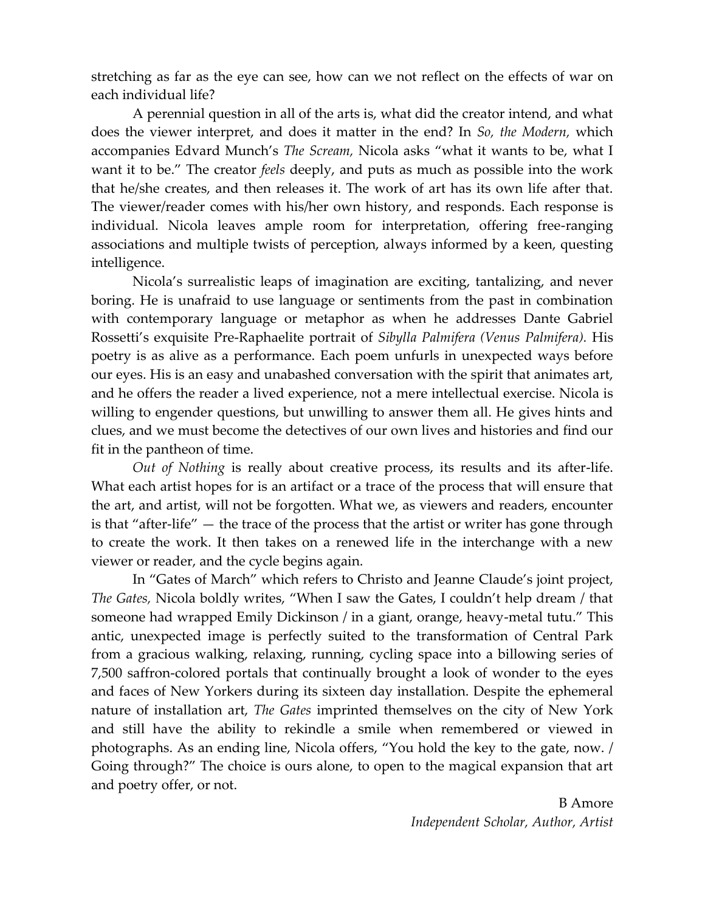stretching as far as the eye can see, how can we not reflect on the effects of war on each individual life?

A perennial question in all of the arts is, what did the creator intend, and what does the viewer interpret, and does it matter in the end? In *So, the Modern,* which accompanies Edvard Munch's *The Scream,* Nicola asks "what it wants to be, what I want it to be." The creator *feels* deeply, and puts as much as possible into the work that he/she creates, and then releases it. The work of art has its own life after that. The viewer/reader comes with his/her own history, and responds. Each response is individual. Nicola leaves ample room for interpretation, offering free-ranging associations and multiple twists of perception, always informed by a keen, questing intelligence.

Nicola's surrealistic leaps of imagination are exciting, tantalizing, and never boring. He is unafraid to use language or sentiments from the past in combination with contemporary language or metaphor as when he addresses Dante Gabriel Rossetti's exquisite Pre-Raphaelite portrait of *Sibylla Palmifera (Venus Palmifera).* His poetry is as alive as a performance. Each poem unfurls in unexpected ways before our eyes. His is an easy and unabashed conversation with the spirit that animates art, and he offers the reader a lived experience, not a mere intellectual exercise. Nicola is willing to engender questions, but unwilling to answer them all. He gives hints and clues, and we must become the detectives of our own lives and histories and find our fit in the pantheon of time.

*Out of Nothing* is really about creative process, its results and its after-life. What each artist hopes for is an artifact or a trace of the process that will ensure that the art, and artist, will not be forgotten. What we, as viewers and readers, encounter is that "after-life" — the trace of the process that the artist or writer has gone through to create the work. It then takes on a renewed life in the interchange with a new viewer or reader, and the cycle begins again.

In "Gates of March" which refers to Christo and Jeanne Claude's joint project, *The Gates,* Nicola boldly writes, "When I saw the Gates, I couldn't help dream / that someone had wrapped Emily Dickinson / in a giant, orange, heavy-metal tutu." This antic, unexpected image is perfectly suited to the transformation of Central Park from a gracious walking, relaxing, running, cycling space into a billowing series of 7,500 saffron-colored portals that continually brought a look of wonder to the eyes and faces of New Yorkers during its sixteen day installation. Despite the ephemeral nature of installation art, *The Gates* imprinted themselves on the city of New York and still have the ability to rekindle a smile when remembered or viewed in photographs. As an ending line, Nicola offers, "You hold the key to the gate, now. / Going through?" The choice is ours alone, to open to the magical expansion that art and poetry offer, or not.

B Amore
*Independent Scholar, Author, Artist*